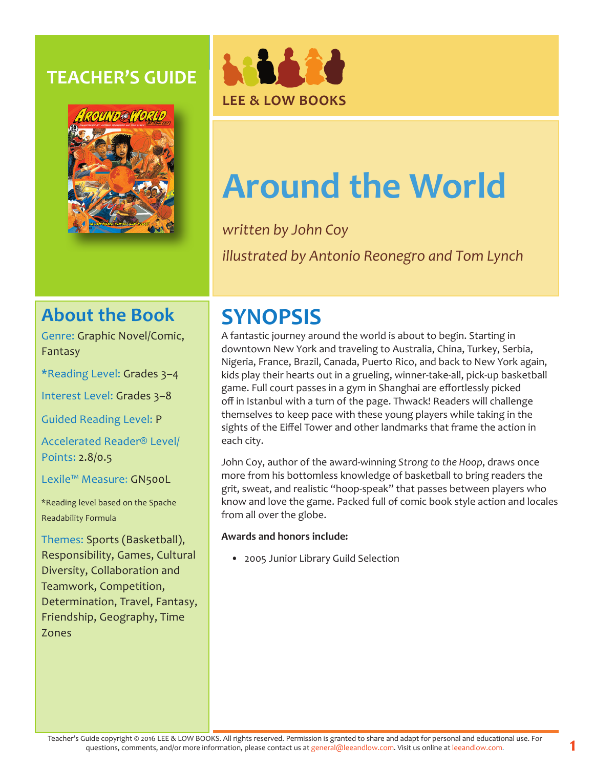TEACHER'S GUIDE

LEE & LOW BOOKS

# Around the World

*written by John Coy*

*illustrated by Antonio Reonegro and Tom Lynch*

## About the Book

Genre: Graphic Novel/Comic, Fantasy

*Reading Level: Grades 3–4

Interest Level: Grades 3–8

Guided Reading Level: P

Accelerated Reader® Level/ Points: 2.8/0.5

Lexile™ Measure: GN500L

*Reading level based on the Spache Readability Formula

Themes: Sports (Basketball), Responsibility, Games, Cultural Diversity, Collaboration and Teamwork, Competition, Determination, Travel, Fantasy, Friendship, Geography, Time Zones

## SYNOPSIS

A fantastic journey around the world is about to begin. Starting in downtown New York and traveling to Australia, China, Turkey, Serbia, Nigeria, France, Brazil, Canada, Puerto Rico, and back to New York again, kids play their hearts out in a grueling, winner-take-all, pick-up basketball game. Full court passes in a gym in Shanghai are effortlessly picked off in Istanbul with a turn of the page. Thwack! Readers will challenge themselves to keep pace with these young players while taking in the sights of the Eiffel Tower and other landmarks that frame the action in each city.

John Coy, author of the award-winning *Strong to the Hoop*, draws once more from his bottomless knowledge of basketball to bring readers the grit, sweat, and realistic "hoop-speak" that passes between players who know and love the game. Packed full of comic book style action and locales from all over the globe.

**Awards and honors include:**

- 2005 Junior Library Guild Selection

Teacher's Guide copyright © 2016 LEE & LOW BOOKS. All rights reserved. Permission is granted to share and adapt for personal and educational use. For questions, comments, and/or more information, please contact us at general@leeandlow.com. Visit us online at leeandlow.com.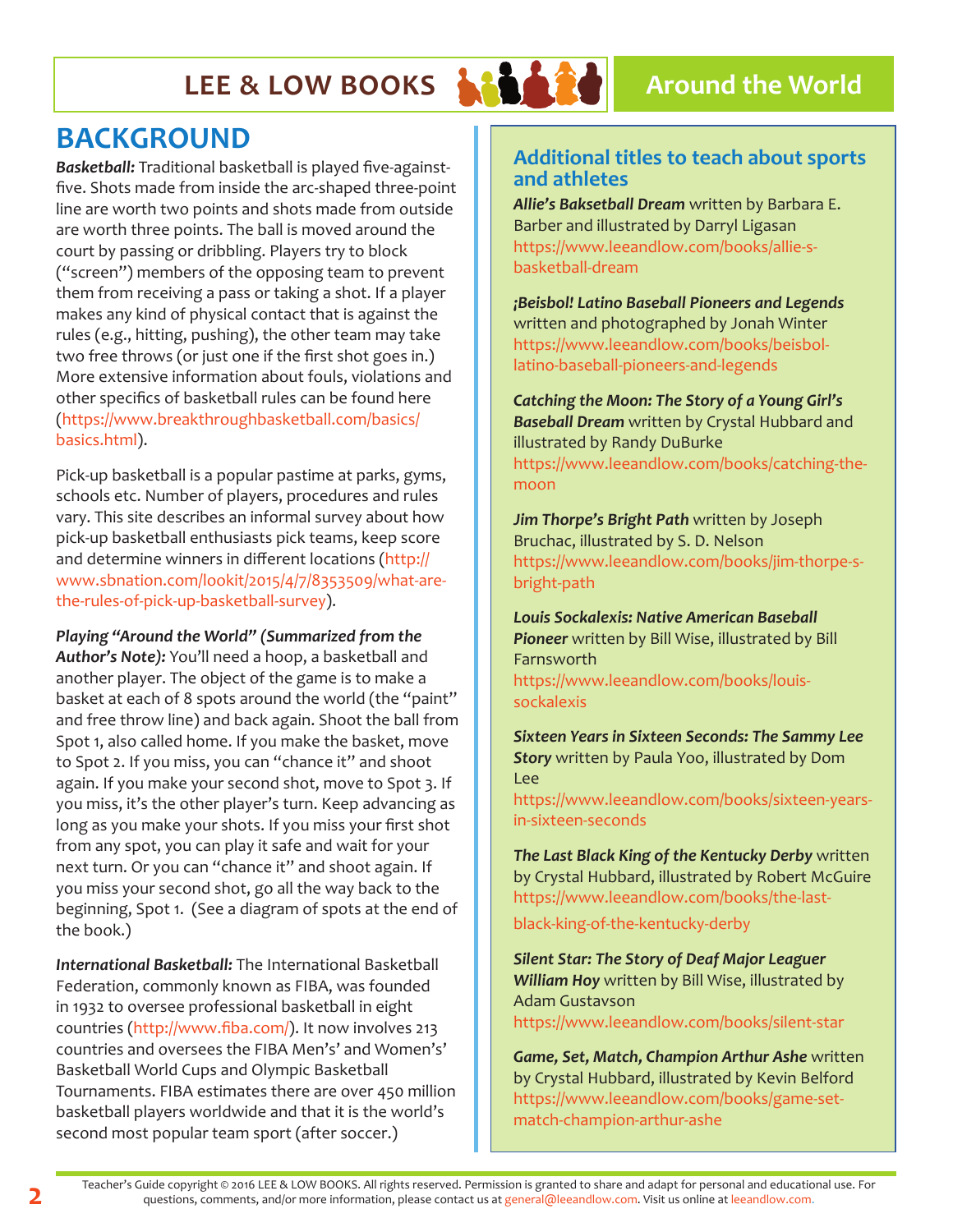## BACKGROUND

***Basketball:*** Traditional basketball is played five-against-five. Shots made from inside the arc-shaped three-point line are worth two points and shots made from outside are worth three points. The ball is moved around the court by passing or dribbling. Players try to block ("screen") members of the opposing team to prevent them from receiving a pass or taking a shot. If a player makes any kind of physical contact that is against the rules (e.g., hitting, pushing), the other team may take two free throws (or just one if the first shot goes in.) More extensive information about fouls, violations and other specifics of basketball rules can be found here (https://www.breakthroughbasketball.com/basics/basics.html).

Pick-up basketball is a popular pastime at parks, gyms, schools etc. Number of players, procedures and rules vary. This site describes an informal survey about how pick-up basketball enthusiasts pick teams, keep score and determine winners in different locations (http://www.sbnation.com/lookit/2015/4/7/8353509/what-are-the-rules-of-pick-up-basketball-survey).

***Playing "Around the World" (Summarized from the Author's Note):*** You'll need a hoop, a basketball and another player. The object of the game is to make a basket at each of 8 spots around the world (the "paint" and free throw line) and back again. Shoot the ball from Spot 1, also called home. If you make the basket, move to Spot 2. If you miss, you can "chance it" and shoot again. If you make your second shot, move to Spot 3. If you miss, it's the other player's turn. Keep advancing as long as you make your shots. If you miss your first shot from any spot, you can play it safe and wait for your next turn. Or you can "chance it" and shoot again. If you miss your second shot, go all the way back to the beginning, Spot 1. (See a diagram of spots at the end of the book.)

***International Basketball:*** The International Basketball Federation, commonly known as FIBA, was founded in 1932 to oversee professional basketball in eight countries (http://www.fiba.com/). It now involves 213 countries and oversees the FIBA Men's' and Women's' Basketball World Cups and Olympic Basketball Tournaments. FIBA estimates there are over 450 million basketball players worldwide and that it is the world's second most popular team sport (after soccer.)

### Additional titles to teach about sports and athletes

***Allie's Baksetball Dream*** written by Barbara E. Barber and illustrated by Darryl Ligasan
https://www.leeandlow.com/books/allie-s-basketball-dream

***¡Beisbol! Latino Baseball Pioneers and Legends*** written and photographed by Jonah Winter
https://www.leeandlow.com/books/beisbol-latino-baseball-pioneers-and-legends

***Catching the Moon: The Story of a Young Girl's Baseball Dream*** written by Crystal Hubbard and illustrated by Randy DuBurke
https://www.leeandlow.com/books/catching-the-moon

***Jim Thorpe's Bright Path*** written by Joseph Bruchac, illustrated by S. D. Nelson
https://www.leeandlow.com/books/jim-thorpe-s-bright-path

***Louis Sockalexis: Native American Baseball Pioneer*** written by Bill Wise, illustrated by Bill Farnsworth
https://www.leeandlow.com/books/louis-sockalexis

***Sixteen Years in Sixteen Seconds: The Sammy Lee Story*** written by Paula Yoo, illustrated by Dom Lee
https://www.leeandlow.com/books/sixteen-years-in-sixteen-seconds

***The Last Black King of the Kentucky Derby*** written by Crystal Hubbard, illustrated by Robert McGuire
https://www.leeandlow.com/books/the-last-black-king-of-the-kentucky-derby

***Silent Star: The Story of Deaf Major Leaguer William Hoy*** written by Bill Wise, illustrated by Adam Gustavson
https://www.leeandlow.com/books/silent-star

***Game, Set, Match, Champion Arthur Ashe*** written by Crystal Hubbard, illustrated by Kevin Belford
https://www.leeandlow.com/books/game-set-match-champion-arthur-ashe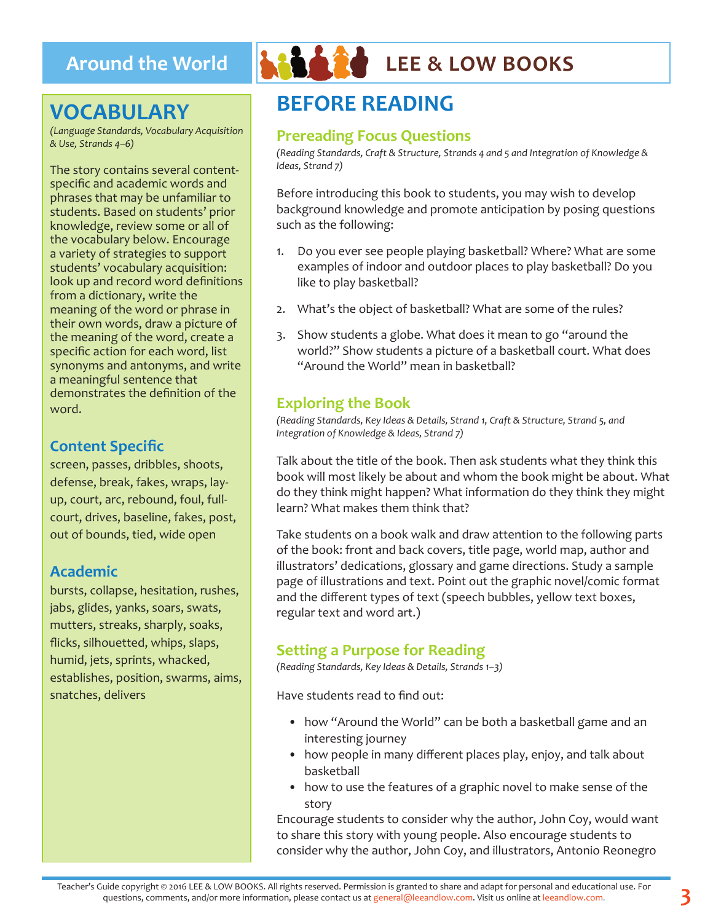## VOCABULARY

*(Language Standards, Vocabulary Acquisition & Use, Strands 4–6)*

The story contains several content-specific and academic words and phrases that may be unfamiliar to students. Based on students' prior knowledge, review some or all of the vocabulary below. Encourage a variety of strategies to support students' vocabulary acquisition: look up and record word definitions from a dictionary, write the meaning of the word or phrase in their own words, draw a picture of the meaning of the word, create a specific action for each word, list synonyms and antonyms, and write a meaningful sentence that demonstrates the definition of the word.

### Content Specific

screen, passes, dribbles, shoots, defense, break, fakes, wraps, lay-up, court, arc, rebound, foul, full-court, drives, baseline, fakes, post, out of bounds, tied, wide open

### Academic

bursts, collapse, hesitation, rushes, jabs, glides, yanks, soars, swats, mutters, streaks, sharply, soaks, flicks, silhouetted, whips, slaps, humid, jets, sprints, whacked, establishes, position, swarms, aims, snatches, delivers

## BEFORE READING

### Prereading Focus Questions

*(Reading Standards, Craft & Structure, Strands 4 and 5 and Integration of Knowledge & Ideas, Strand 7)*

Before introducing this book to students, you may wish to develop background knowledge and promote anticipation by posing questions such as the following:

1. Do you ever see people playing basketball? Where? What are some examples of indoor and outdoor places to play basketball? Do you like to play basketball?
2. What's the object of basketball? What are some of the rules?
3. Show students a globe. What does it mean to go "around the world?" Show students a picture of a basketball court. What does "Around the World" mean in basketball?

### Exploring the Book

*(Reading Standards, Key Ideas & Details, Strand 1, Craft & Structure, Strand 5, and Integration of Knowledge & Ideas, Strand 7)*

Talk about the title of the book. Then ask students what they think this book will most likely be about and whom the book might be about. What do they think might happen? What information do they think they might learn? What makes them think that?

Take students on a book walk and draw attention to the following parts of the book: front and back covers, title page, world map, author and illustrators' dedications, glossary and game directions. Study a sample page of illustrations and text. Point out the graphic novel/comic format and the different types of text (speech bubbles, yellow text boxes, regular text and word art.)

### Setting a Purpose for Reading

*(Reading Standards, Key Ideas & Details, Strands 1–3)*

Have students read to find out:

- how "Around the World" can be both a basketball game and an interesting journey
- how people in many different places play, enjoy, and talk about basketball
- how to use the features of a graphic novel to make sense of the story

Encourage students to consider why the author, John Coy, would want to share this story with young people. Also encourage students to consider why the author, John Coy, and illustrators, Antonio Reonegro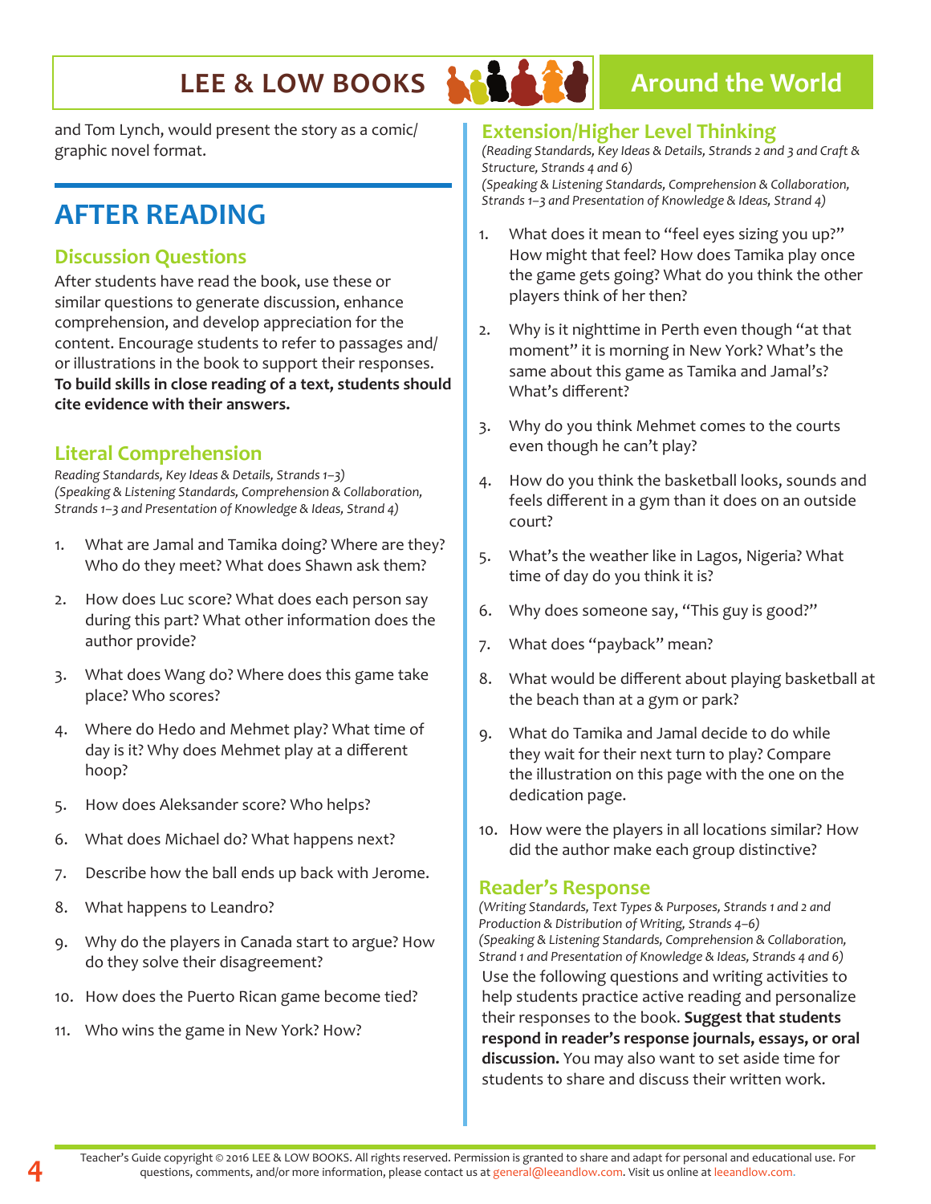and Tom Lynch, would present the story as a comic/graphic novel format.

# AFTER READING

## Discussion Questions

After students have read the book, use these or similar questions to generate discussion, enhance comprehension, and develop appreciation for the content. Encourage students to refer to passages and/or illustrations in the book to support their responses. **To build skills in close reading of a text, students should cite evidence with their answers.**

### Literal Comprehension

*Reading Standards, Key Ideas & Details, Strands 1–3)*
*(Speaking & Listening Standards, Comprehension & Collaboration, Strands 1–3 and Presentation of Knowledge & Ideas, Strand 4)*

1. What are Jamal and Tamika doing? Where are they? Who do they meet? What does Shawn ask them?
2. How does Luc score? What does each person say during this part? What other information does the author provide?
3. What does Wang do? Where does this game take place? Who scores?
4. Where do Hedo and Mehmet play? What time of day is it? Why does Mehmet play at a different hoop?
5. How does Aleksander score? Who helps?
6. What does Michael do? What happens next?
7. Describe how the ball ends up back with Jerome.
8. What happens to Leandro?
9. Why do the players in Canada start to argue? How do they solve their disagreement?
10. How does the Puerto Rican game become tied?
11. Who wins the game in New York? How?

### Extension/Higher Level Thinking

*(Reading Standards, Key Ideas & Details, Strands 2 and 3 and Craft & Structure, Strands 4 and 6)*
*(Speaking & Listening Standards, Comprehension & Collaboration, Strands 1–3 and Presentation of Knowledge & Ideas, Strand 4)*

1. What does it mean to "feel eyes sizing you up?" How might that feel? How does Tamika play once the game gets going? What do you think the other players think of her then?
2. Why is it nighttime in Perth even though "at that moment" it is morning in New York? What's the same about this game as Tamika and Jamal's? What's different?
3. Why do you think Mehmet comes to the courts even though he can't play?
4. How do you think the basketball looks, sounds and feels different in a gym than it does on an outside court?
5. What's the weather like in Lagos, Nigeria? What time of day do you think it is?
6. Why does someone say, "This guy is good?"
7. What does "payback" mean?
8. What would be different about playing basketball at the beach than at a gym or park?
9. What do Tamika and Jamal decide to do while they wait for their next turn to play? Compare the illustration on this page with the one on the dedication page.
10. How were the players in all locations similar? How did the author make each group distinctive?

### Reader's Response

*(Writing Standards, Text Types & Purposes, Strands 1 and 2 and Production & Distribution of Writing, Strands 4–6)*
*(Speaking & Listening Standards, Comprehension & Collaboration, Strand 1 and Presentation of Knowledge & Ideas, Strands 4 and 6)*

Use the following questions and writing activities to help students practice active reading and personalize their responses to the book. **Suggest that students respond in reader's response journals, essays, or oral discussion.** You may also want to set aside time for students to share and discuss their written work.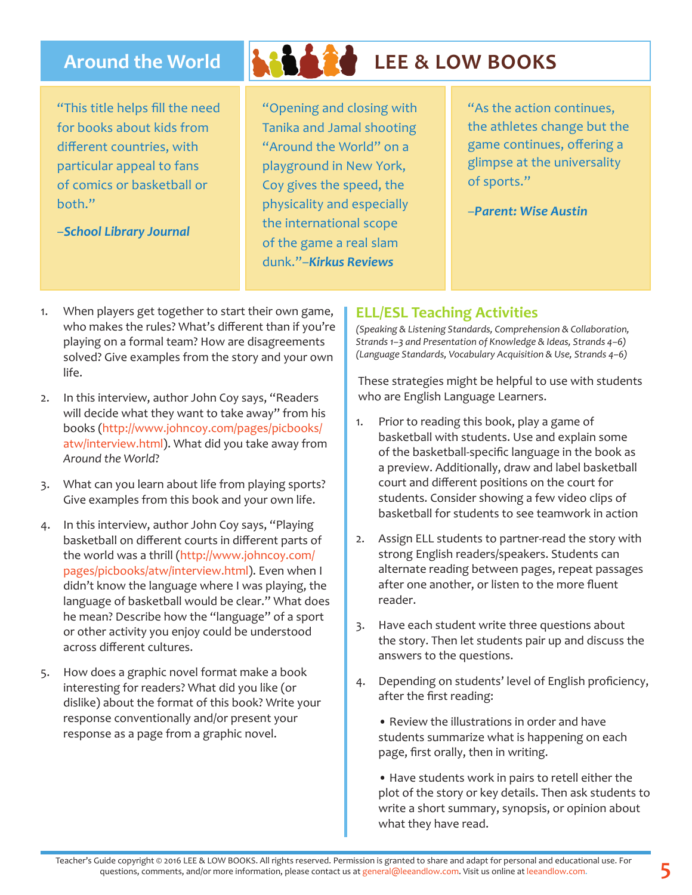Around the World

LEE & LOW BOOKS

"This title helps fill the need for books about kids from different countries, with particular appeal to fans of comics or basketball or both."

–*School Library Journal*

"Opening and closing with Tanika and Jamal shooting "Around the World" on a playground in New York, Coy gives the speed, the physicality and especially the international scope of the game a real slam dunk."–*Kirkus Reviews*

"As the action continues, the athletes change but the game continues, offering a glimpse at the universality of sports."

–*Parent: Wise Austin*

1. When players get together to start their own game, who makes the rules? What's different than if you're playing on a formal team? How are disagreements solved? Give examples from the story and your own life.

2. In this interview, author John Coy says, "Readers will decide what they want to take away" from his books (http://www.johncoy.com/pages/picbooks/atw/interview.html). What did you take away from *Around the World*?

3. What can you learn about life from playing sports? Give examples from this book and your own life.

4. In this interview, author John Coy says, "Playing basketball on different courts in different parts of the world was a thrill (http://www.johncoy.com/pages/picbooks/atw/interview.html). Even when I didn't know the language where I was playing, the language of basketball would be clear." What does he mean? Describe how the "language" of a sport or other activity you enjoy could be understood across different cultures.

5. How does a graphic novel format make a book interesting for readers? What did you like (or dislike) about the format of this book? Write your response conventionally and/or present your response as a page from a graphic novel.

## ELL/ESL Teaching Activities

*(Speaking & Listening Standards, Comprehension & Collaboration, Strands 1–3 and Presentation of Knowledge & Ideas, Strands 4–6)*
*(Language Standards, Vocabulary Acquisition & Use, Strands 4–6)*

These strategies might be helpful to use with students who are English Language Learners.

1. Prior to reading this book, play a game of basketball with students. Use and explain some of the basketball-specific language in the book as a preview. Additionally, draw and label basketball court and different positions on the court for students. Consider showing a few video clips of basketball for students to see teamwork in action

2. Assign ELL students to partner-read the story with strong English readers/speakers. Students can alternate reading between pages, repeat passages after one another, or listen to the more fluent reader.

3. Have each student write three questions about the story. Then let students pair up and discuss the answers to the questions.

4. Depending on students' level of English proficiency, after the first reading:

   • Review the illustrations in order and have students summarize what is happening on each page, first orally, then in writing.

   • Have students work in pairs to retell either the plot of the story or key details. Then ask students to write a short summary, synopsis, or opinion about what they have read.

Teacher's Guide copyright © 2016 LEE & LOW BOOKS. All rights reserved. Permission is granted to share and adapt for personal and educational use. For questions, comments, and/or more information, please contact us at general@leeandlow.com. Visit us online at leeandlow.com.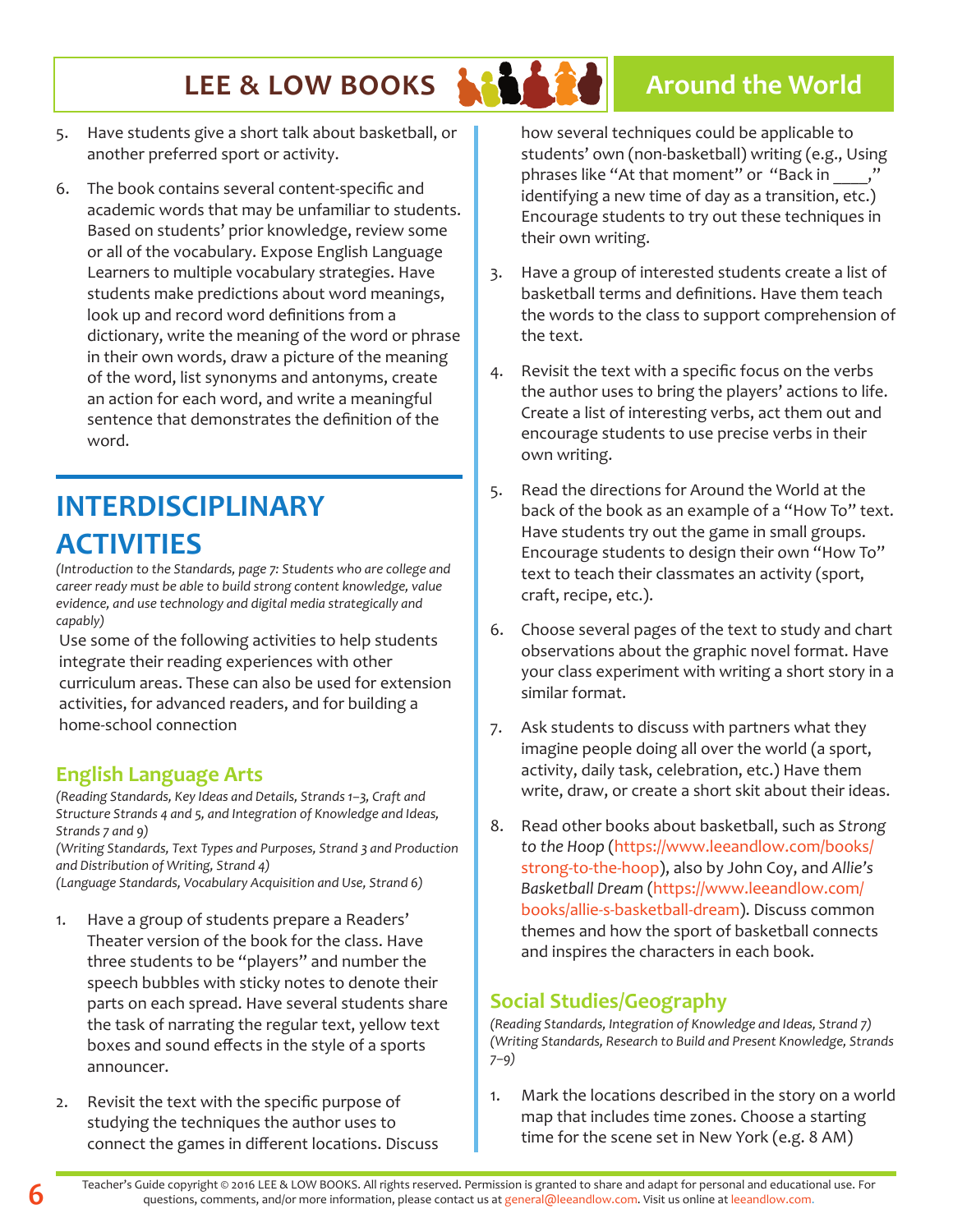5. Have students give a short talk about basketball, or another preferred sport or activity.

6. The book contains several content-specific and academic words that may be unfamiliar to students. Based on students' prior knowledge, review some or all of the vocabulary. Expose English Language Learners to multiple vocabulary strategies. Have students make predictions about word meanings, look up and record word definitions from a dictionary, write the meaning of the word or phrase in their own words, draw a picture of the meaning of the word, list synonyms and antonyms, create an action for each word, and write a meaningful sentence that demonstrates the definition of the word.

## INTERDISCIPLINARY ACTIVITIES

*(Introduction to the Standards, page 7: Students who are college and career ready must be able to build strong content knowledge, value evidence, and use technology and digital media strategically and capably)*

Use some of the following activities to help students integrate their reading experiences with other curriculum areas. These can also be used for extension activities, for advanced readers, and for building a home-school connection

### English Language Arts

*(Reading Standards, Key Ideas and Details, Strands 1–3, Craft and Structure Strands 4 and 5, and Integration of Knowledge and Ideas, Strands 7 and 9)*
*(Writing Standards, Text Types and Purposes, Strand 3 and Production and Distribution of Writing, Strand 4)*
*(Language Standards, Vocabulary Acquisition and Use, Strand 6)*

1. Have a group of students prepare a Readers' Theater version of the book for the class. Have three students to be "players" and number the speech bubbles with sticky notes to denote their parts on each spread. Have several students share the task of narrating the regular text, yellow text boxes and sound effects in the style of a sports announcer.

2. Revisit the text with the specific purpose of studying the techniques the author uses to connect the games in different locations. Discuss how several techniques could be applicable to students' own (non-basketball) writing (e.g., Using phrases like "At that moment" or "Back in ____," identifying a new time of day as a transition, etc.) Encourage students to try out these techniques in their own writing.

3. Have a group of interested students create a list of basketball terms and definitions. Have them teach the words to the class to support comprehension of the text.

4. Revisit the text with a specific focus on the verbs the author uses to bring the players' actions to life. Create a list of interesting verbs, act them out and encourage students to use precise verbs in their own writing.

5. Read the directions for Around the World at the back of the book as an example of a "How To" text. Have students try out the game in small groups. Encourage students to design their own "How To" text to teach their classmates an activity (sport, craft, recipe, etc.).

6. Choose several pages of the text to study and chart observations about the graphic novel format. Have your class experiment with writing a short story in a similar format.

7. Ask students to discuss with partners what they imagine people doing all over the world (a sport, activity, daily task, celebration, etc.) Have them write, draw, or create a short skit about their ideas.

8. Read other books about basketball, such as *Strong to the Hoop* (https://www.leeandlow.com/books/strong-to-the-hoop), also by John Coy, and *Allie's Basketball Dream* (https://www.leeandlow.com/books/allie-s-basketball-dream). Discuss common themes and how the sport of basketball connects and inspires the characters in each book.

### Social Studies/Geography

*(Reading Standards, Integration of Knowledge and Ideas, Strand 7)*
*(Writing Standards, Research to Build and Present Knowledge, Strands 7–9)*

1. Mark the locations described in the story on a world map that includes time zones. Choose a starting time for the scene set in New York (e.g. 8 AM)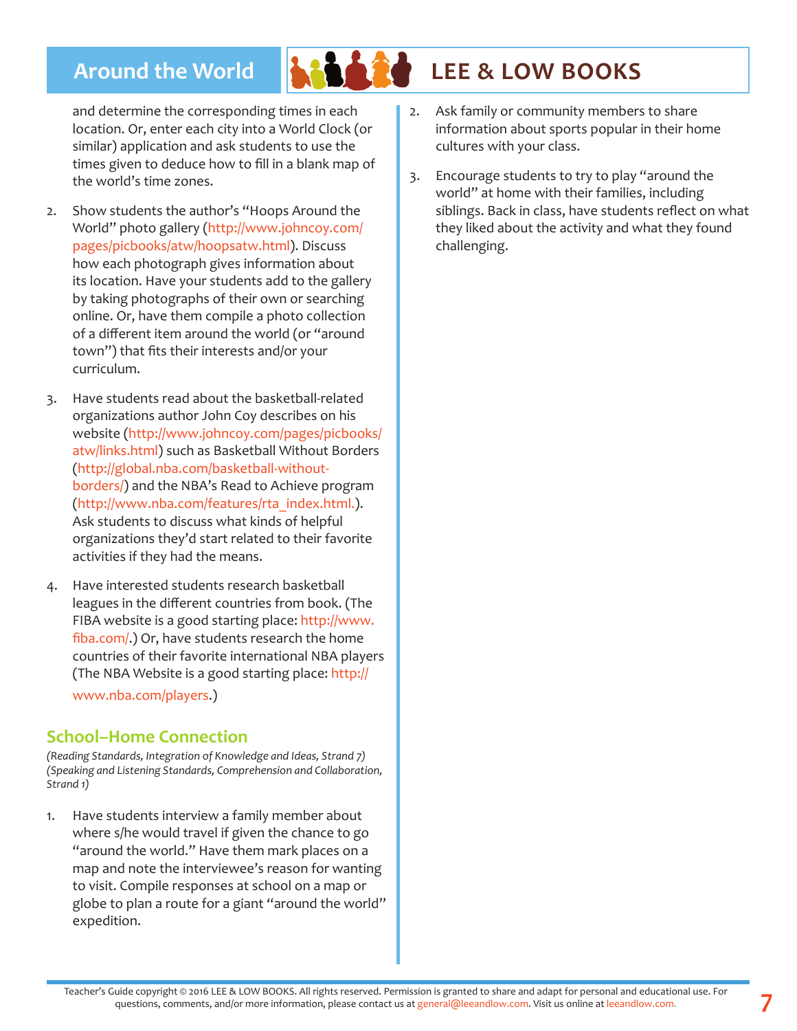and determine the corresponding times in each location. Or, enter each city into a World Clock (or similar) application and ask students to use the times given to deduce how to fill in a blank map of the world's time zones.

2. Show students the author's "Hoops Around the World" photo gallery (http://www.johncoy.com/pages/picbooks/atw/hoopsatw.html). Discuss how each photograph gives information about its location. Have your students add to the gallery by taking photographs of their own or searching online. Or, have them compile a photo collection of a different item around the world (or "around town") that fits their interests and/or your curriculum.

3. Have students read about the basketball-related organizations author John Coy describes on his website (http://www.johncoy.com/pages/picbooks/atw/links.html) such as Basketball Without Borders (http://global.nba.com/basketball-without-borders/) and the NBA's Read to Achieve program (http://www.nba.com/features/rta_index.html.). Ask students to discuss what kinds of helpful organizations they'd start related to their favorite activities if they had the means.

4. Have interested students research basketball leagues in the different countries from book. (The FIBA website is a good starting place: http://www.fiba.com/.) Or, have students research the home countries of their favorite international NBA players (The NBA Website is a good starting place: http://www.nba.com/players.)

## School–Home Connection

*(Reading Standards, Integration of Knowledge and Ideas, Strand 7)*
*(Speaking and Listening Standards, Comprehension and Collaboration, Strand 1)*

1. Have students interview a family member about where s/he would travel if given the chance to go "around the world." Have them mark places on a map and note the interviewee's reason for wanting to visit. Compile responses at school on a map or globe to plan a route for a giant "around the world" expedition.

2. Ask family or community members to share information about sports popular in their home cultures with your class.

3. Encourage students to try to play "around the world" at home with their families, including siblings. Back in class, have students reflect on what they liked about the activity and what they found challenging.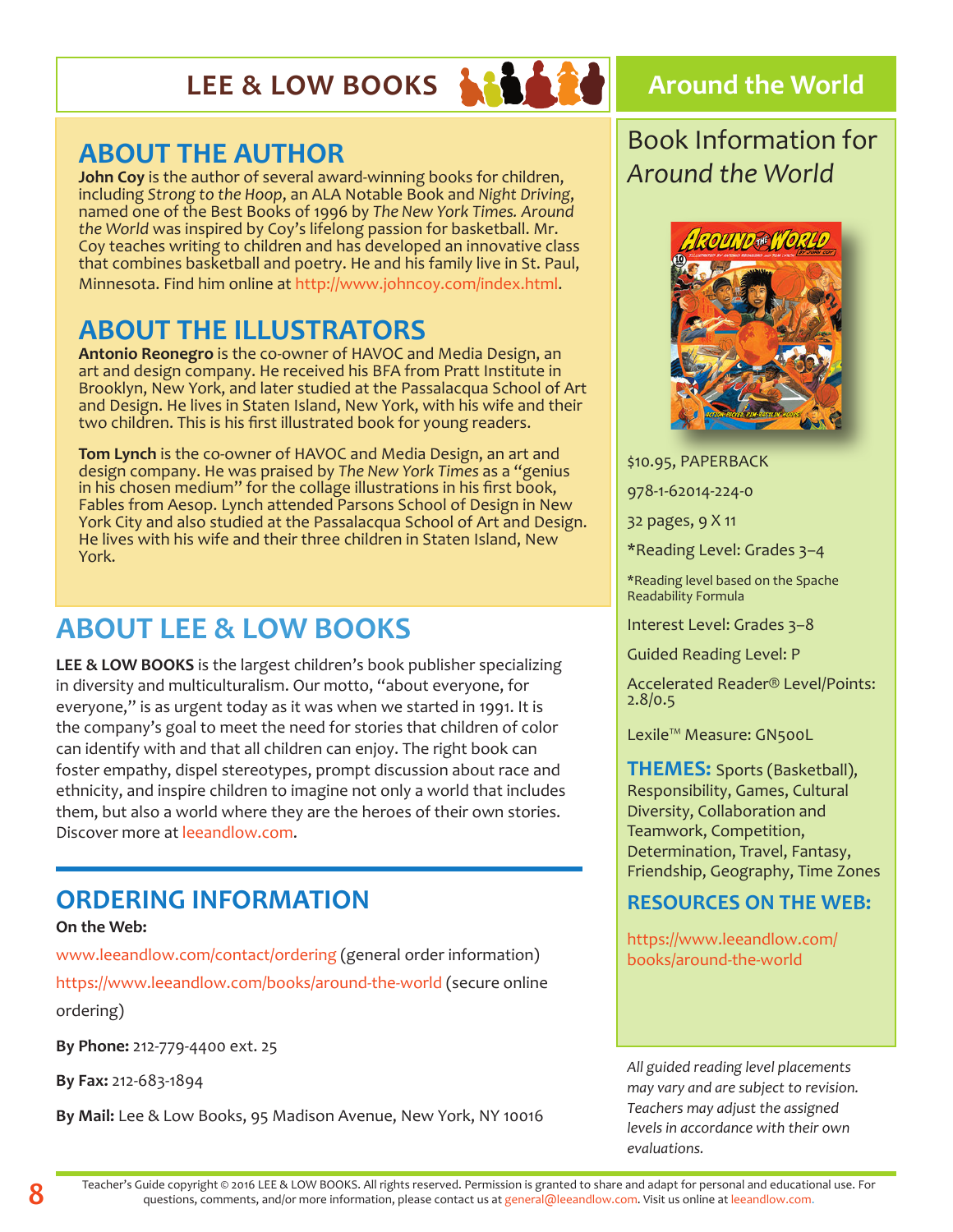# LEE & LOW BOOKS

## ABOUT THE AUTHOR

**John Coy** is the author of several award-winning books for children, including *Strong to the Hoop*, an ALA Notable Book and *Night Driving*, named one of the Best Books of 1996 by *The New York Times. Around the World* was inspired by Coy's lifelong passion for basketball. Mr. Coy teaches writing to children and has developed an innovative class that combines basketball and poetry. He and his family live in St. Paul, Minnesota. Find him online at http://www.johncoy.com/index.html.

## ABOUT THE ILLUSTRATORS

**Antonio Reonegro** is the co-owner of HAVOC and Media Design, an art and design company. He received his BFA from Pratt Institute in Brooklyn, New York, and later studied at the Passalacqua School of Art and Design. He lives in Staten Island, New York, with his wife and their two children. This is his first illustrated book for young readers.

**Tom Lynch** is the co-owner of HAVOC and Media Design, an art and design company. He was praised by *The New York Times* as a "genius in his chosen medium" for the collage illustrations in his first book, Fables from Aesop. Lynch attended Parsons School of Design in New York City and also studied at the Passalacqua School of Art and Design. He lives with his wife and their three children in Staten Island, New York.

## ABOUT LEE & LOW BOOKS

**LEE & LOW BOOKS** is the largest children's book publisher specializing in diversity and multiculturalism. Our motto, "about everyone, for everyone," is as urgent today as it was when we started in 1991. It is the company's goal to meet the need for stories that children of color can identify with and that all children can enjoy. The right book can foster empathy, dispel stereotypes, prompt discussion about race and ethnicity, and inspire children to imagine not only a world that includes them, but also a world where they are the heroes of their own stories. Discover more at leeandlow.com.

## ORDERING INFORMATION

**On the Web:**

www.leeandlow.com/contact/ordering (general order information)

https://www.leeandlow.com/books/around-the-world (secure online ordering)

**By Phone:** 212-779-4400 ext. 25

**By Fax:** 212-683-1894

**By Mail:** Lee & Low Books, 95 Madison Avenue, New York, NY 10016

# Around the World

## Book Information for *Around the World*

$10.95, PAPERBACK

978-1-62014-224-0

32 pages, 9 X 11

*Reading Level: Grades 3–4

*Reading level based on the Spache Readability Formula

Interest Level: Grades 3–8

Guided Reading Level: P

Accelerated Reader® Level/Points: 2.8/0.5

Lexile™ Measure: GN500L

**THEMES:** Sports (Basketball), Responsibility, Games, Cultural Diversity, Collaboration and Teamwork, Competition, Determination, Travel, Fantasy, Friendship, Geography, Time Zones

**RESOURCES ON THE WEB:**

https://www.leeandlow.com/books/around-the-world

*All guided reading level placements may vary and are subject to revision. Teachers may adjust the assigned levels in accordance with their own evaluations.*

Teacher's Guide copyright © 2016 LEE & LOW BOOKS. All rights reserved. Permission is granted to share and adapt for personal and educational use. For questions, comments, and/or more information, please contact us at general@leeandlow.com. Visit us online at leeandlow.com.